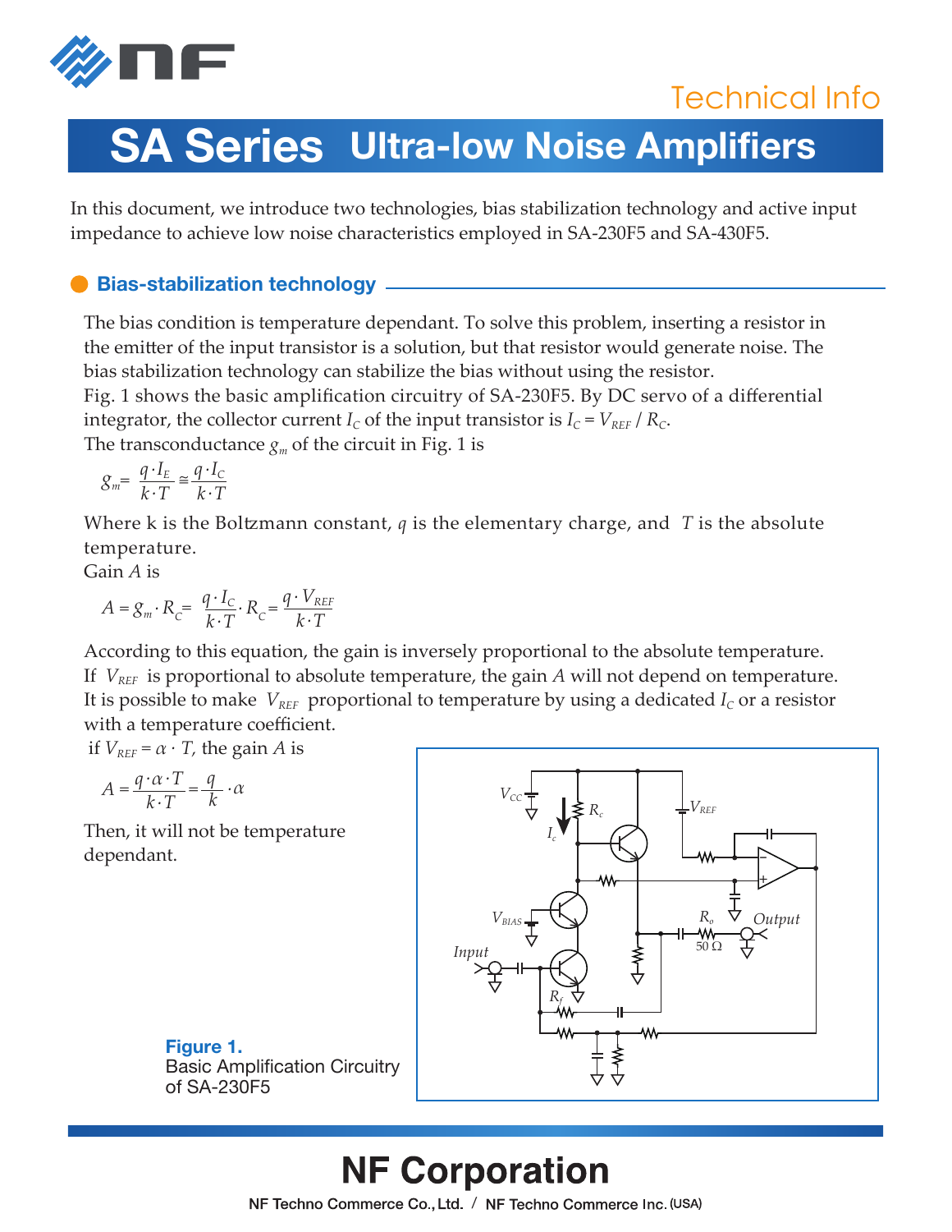Technical Info

# SA Series Ultra-low Noise Amplifiers

In this document, we introduce two technologies, bias stabilization technology and active input impedance to achieve low noise characteristics employed in SA-230F5 and SA-430F5.

## Bias-stabilization technology

The bias condition is temperature dependant. To solve this problem, inserting a resistor in the emitter of the input transistor is a solution, but that resistor would generate noise. The bias stabilization technology can stabilize the bias without using the resistor.

Fig. 1 shows the basic amplification circuitry of SA-230F5. By DC servo of a differential integrator, the collector current $I_C$ of the input transistor is $I_C = V_{REF} / R_C$.

The transconductance $g_m$ of the circuit in Fig. 1 is

$$g_m = \frac{q \cdot I_E}{k \cdot T} \cong \frac{q \cdot I_C}{k \cdot T}$$

Where k is the Boltzmann constant, $q$ is the elementary charge, and $T$ is the absolute temperature.

Gain $A$ is

$$A = g_m \cdot R_C = \frac{q \cdot I_C}{k \cdot T} \cdot R_C = \frac{q \cdot V_{REF}}{k \cdot T}$$

According to this equation, the gain is inversely proportional to the absolute temperature. If $V_{REF}$ is proportional to absolute temperature, the gain $A$ will not depend on temperature. It is possible to make $V_{REF}$ proportional to temperature by using a dedicated $I_C$ or a resistor with a temperature coefficient.

if $V_{REF} = \alpha \cdot T$, the gain $A$ is

$$A = \frac{q \cdot \alpha \cdot T}{k \cdot T} = \frac{q}{k} \cdot \alpha$$

Then, it will not be temperature dependant.

**Figure 1.**
Basic Amplification Circuitry of SA-230F5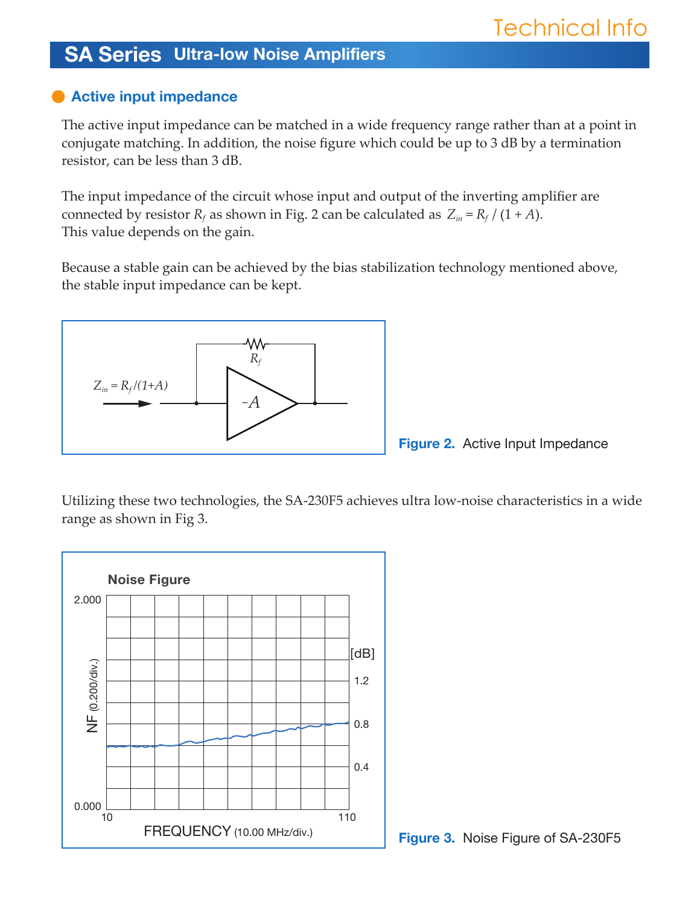# SA Series Ultra-low Noise Amplifiers

## Active input impedance

The active input impedance can be matched in a wide frequency range rather than at a point in conjugate matching. In addition, the noise figure which could be up to 3 dB by a termination resistor, can be less than 3 dB.

The input impedance of the circuit whose input and output of the inverting amplifier are connected by resistor $R_f$ as shown in Fig. 2 can be calculated as $Z_{in} = R_f / (1 + A)$. This value depends on the gain.

Because a stable gain can be achieved by the bias stabilization technology mentioned above, the stable input impedance can be kept.

$Z_{in} = R_f/(1+A)$

$R_f$

$-A$

**Figure 2.** Active Input Impedance

Utilizing these two technologies, the SA-230F5 achieves ultra low-noise characteristics in a wide range as shown in Fig 3.

Noise Figure

2.000

[dB]

1.2

0.8

0.4

0.000

NF (0.200/div.)

10

110

FREQUENCY (10.00 MHz/div.)

**Figure 3.** Noise Figure of SA-230F5